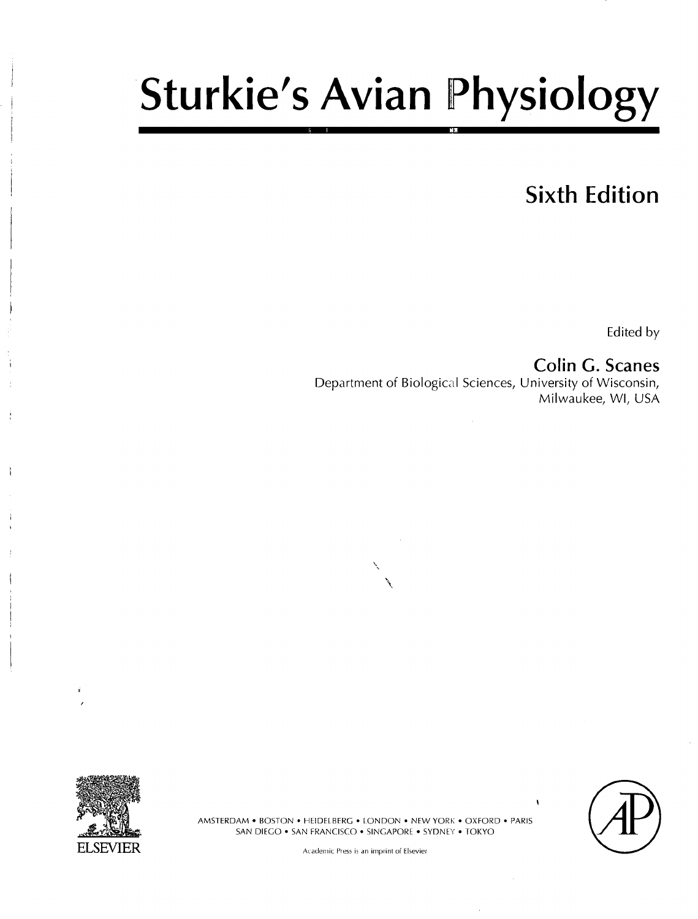# Sturkie's Avian Physiology

## Sixth Edition

Edited by

**Colin G. Scanes**

Department of Biological Sciences, University of Wisconsin, Milwaukee, WI, USA

ELSEVIER

AMSTERDAM • BOSTON • HEIDELBERG • LONDON • NEW YORK • OXFORD • PARIS
SAN DIEGO • SAN FRANCISCO • SINGAPORE • SYDNEY • TOKYO

Academic Press is an imprint of Elsevier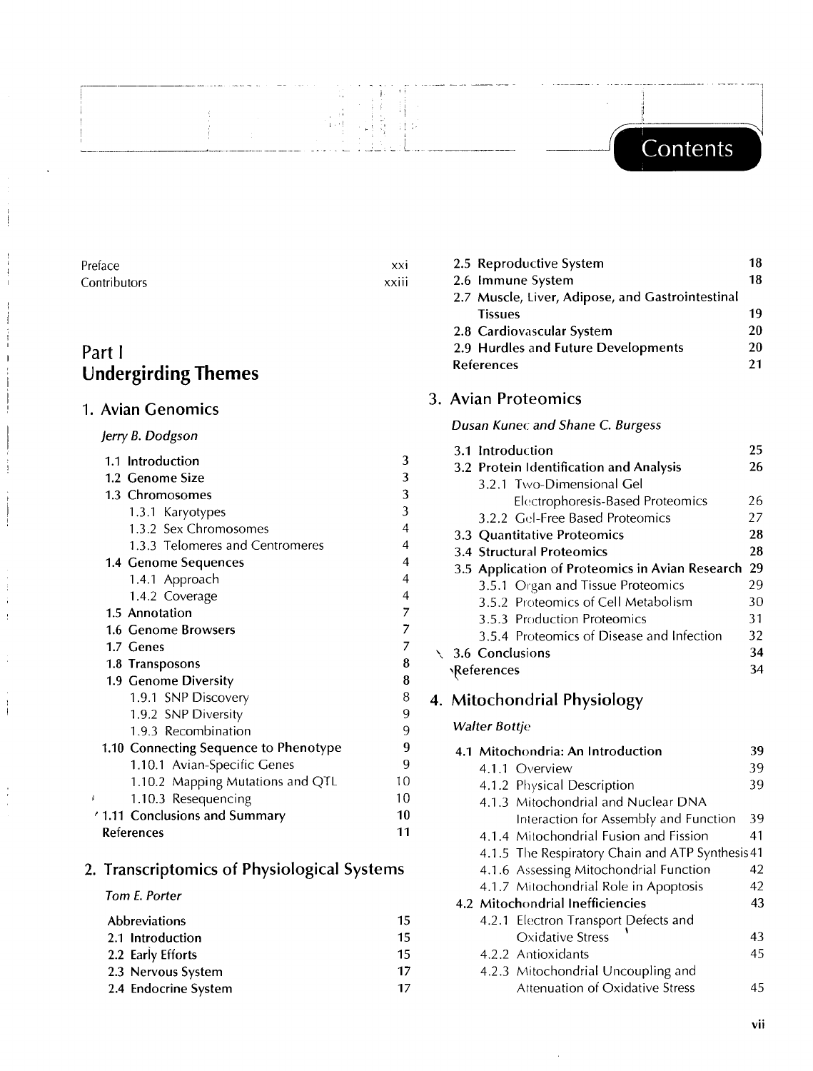# Contents

Preface xxi
Contributors xxiii

## Part I
## Undergirding Themes

### 1. Avian Genomics

*Jerry B. Dodgson*

- **1.1 Introduction** 3
- **1.2 Genome Size** 3
- **1.3 Chromosomes** 3
  - 1.3.1 Karyotypes 3
  - 1.3.2 Sex Chromosomes 4
  - 1.3.3 Telomeres and Centromeres 4
- **1.4 Genome Sequences** 4
  - 1.4.1 Approach 4
  - 1.4.2 Coverage 4
- **1.5 Annotation** 7
- **1.6 Genome Browsers** 7
- **1.7 Genes** 7
- **1.8 Transposons** 8
- **1.9 Genome Diversity** 8
  - 1.9.1 SNP Discovery 8
  - 1.9.2 SNP Diversity 9
  - 1.9.3 Recombination 9
- **1.10 Connecting Sequence to Phenotype** 9
  - 1.10.1 Avian-Specific Genes 9
  - 1.10.2 Mapping Mutations and QTL 10
  - 1.10.3 Resequencing 10
- **1.11 Conclusions and Summary** 10
- **References** 11

### 2. Transcriptomics of Physiological Systems

*Tom E. Porter*

- **Abbreviations** 15
- **2.1 Introduction** 15
- **2.2 Early Efforts** 15
- **2.3 Nervous System** 17
- **2.4 Endocrine System** 17
- **2.5 Reproductive System** 18
- **2.6 Immune System** 18
- **2.7 Muscle, Liver, Adipose, and Gastrointestinal Tissues** 19
- **2.8 Cardiovascular System** 20
- **2.9 Hurdles and Future Developments** 20
- **References** 21

### 3. Avian Proteomics

*Dusan Kunec and Shane C. Burgess*

- **3.1 Introduction** 25
- **3.2 Protein Identification and Analysis** 26
  - 3.2.1 Two-Dimensional Gel Electrophoresis-Based Proteomics 26
  - 3.2.2 Gel-Free Based Proteomics 27
- **3.3 Quantitative Proteomics** 28
- **3.4 Structural Proteomics** 28
- **3.5 Application of Proteomics in Avian Research** 29
  - 3.5.1 Organ and Tissue Proteomics 29
  - 3.5.2 Proteomics of Cell Metabolism 30
  - 3.5.3 Production Proteomics 31
  - 3.5.4 Proteomics of Disease and Infection 32
- **3.6 Conclusions** 34
- **References** 34

### 4. Mitochondrial Physiology

*Walter Bottje*

- **4.1 Mitochondria: An Introduction** 39
  - 4.1.1 Overview 39
  - 4.1.2 Physical Description 39
  - 4.1.3 Mitochondrial and Nuclear DNA Interaction for Assembly and Function 39
  - 4.1.4 Mitochondrial Fusion and Fission 41
  - 4.1.5 The Respiratory Chain and ATP Synthesis 41
  - 4.1.6 Assessing Mitochondrial Function 42
  - 4.1.7 Mitochondrial Role in Apoptosis 42
- **4.2 Mitochondrial Inefficiencies** 43
  - 4.2.1 Electron Transport Defects and Oxidative Stress 43
  - 4.2.2 Antioxidants 45
  - 4.2.3 Mitochondrial Uncoupling and Attenuation of Oxidative Stress 45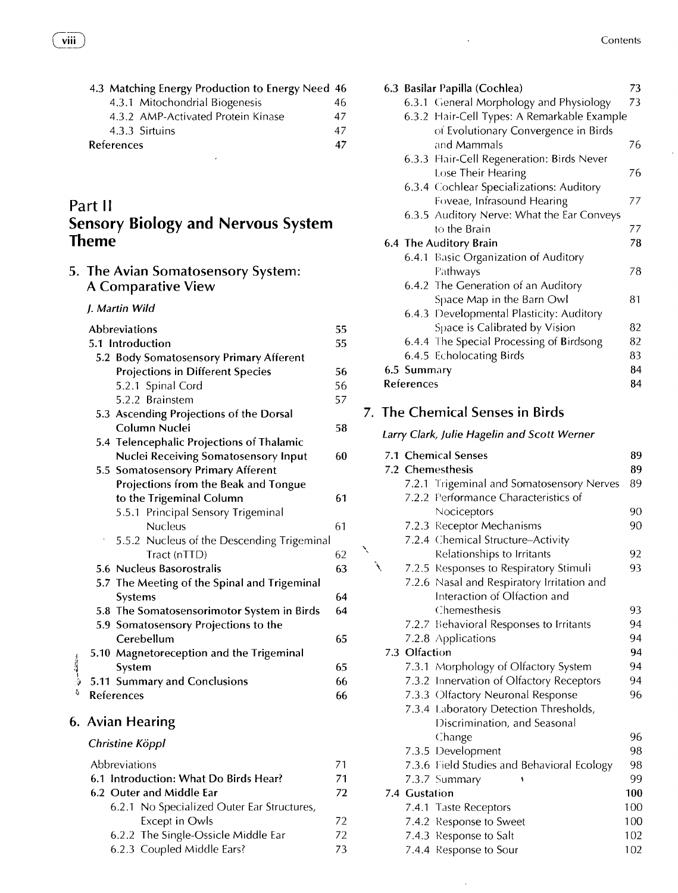4.3 Matching Energy Production to Energy Need 46
- 4.3.1 Mitochondrial Biogenesis 46
- 4.3.2 AMP-Activated Protein Kinase 47
- 4.3.3 Sirtuins 47

References 47

# Part II
# Sensory Biology and Nervous System Theme

## 5. The Avian Somatosensory System: A Comparative View

*J. Martin Wild*

Abbreviations 55

5.1 Introduction 55

5.2 Body Somatosensory Primary Afferent Projections in Different Species 56
- 5.2.1 Spinal Cord 56
- 5.2.2 Brainstem 57

5.3 Ascending Projections of the Dorsal Column Nuclei 58

5.4 Telencephalic Projections of Thalamic Nuclei Receiving Somatosensory Input 60

5.5 Somatosensory Primary Afferent Projections from the Beak and Tongue to the Trigeminal Column 61
- 5.5.1 Principal Sensory Trigeminal Nucleus 61
- 5.5.2 Nucleus of the Descending Trigeminal Tract (nTTD) 62

5.6 Nucleus Basorostralis 63

5.7 The Meeting of the Spinal and Trigeminal Systems 64

5.8 The Somatosensorimotor System in Birds 64

5.9 Somatosensory Projections to the Cerebellum 65

5.10 Magnetoreception and the Trigeminal System 65

5.11 Summary and Conclusions 66

References 66

## 6. Avian Hearing

*Christine Köppl*

Abbreviations 71

6.1 Introduction: What Do Birds Hear? 71

6.2 Outer and Middle Ear 72
- 6.2.1 No Specialized Outer Ear Structures, Except in Owls 72
- 6.2.2 The Single-Ossicle Middle Ear 72
- 6.2.3 Coupled Middle Ears? 73

6.3 Basilar Papilla (Cochlea) 73
- 6.3.1 General Morphology and Physiology 73
- 6.3.2 Hair-Cell Types: A Remarkable Example of Evolutionary Convergence in Birds and Mammals 76
- 6.3.3 Hair-Cell Regeneration: Birds Never Lose Their Hearing 76
- 6.3.4 Cochlear Specializations: Auditory Foveae, Infrasound Hearing 77
- 6.3.5 Auditory Nerve: What the Ear Conveys to the Brain 77

6.4 The Auditory Brain 78
- 6.4.1 Basic Organization of Auditory Pathways 78
- 6.4.2 The Generation of an Auditory Space Map in the Barn Owl 81
- 6.4.3 Developmental Plasticity: Auditory Space is Calibrated by Vision 82
- 6.4.4 The Special Processing of Birdsong 82
- 6.4.5 Echolocating Birds 83

6.5 Summary 84

References 84

## 7. The Chemical Senses in Birds

*Larry Clark, Julie Hagelin and Scott Werner*

7.1 Chemical Senses 89

7.2 Chemesthesis 89
- 7.2.1 Trigeminal and Somatosensory Nerves 89
- 7.2.2 Performance Characteristics of Nociceptors 90
- 7.2.3 Receptor Mechanisms 90
- 7.2.4 Chemical Structure–Activity Relationships to Irritants 92
- 7.2.5 Responses to Respiratory Stimuli 93
- 7.2.6 Nasal and Respiratory Irritation and Interaction of Olfaction and Chemesthesis 93
- 7.2.7 Behavioral Responses to Irritants 94
- 7.2.8 Applications 94

7.3 Olfaction 94
- 7.3.1 Morphology of Olfactory System 94
- 7.3.2 Innervation of Olfactory Receptors 94
- 7.3.3 Olfactory Neuronal Response 96
- 7.3.4 Laboratory Detection Thresholds, Discrimination, and Seasonal Change 96
- 7.3.5 Development 98
- 7.3.6 Field Studies and Behavioral Ecology 98
- 7.3.7 Summary 99

7.4 Gustation 100
- 7.4.1 Taste Receptors 100
- 7.4.2 Response to Sweet 100
- 7.4.3 Response to Salt 102
- 7.4.4 Response to Sour 102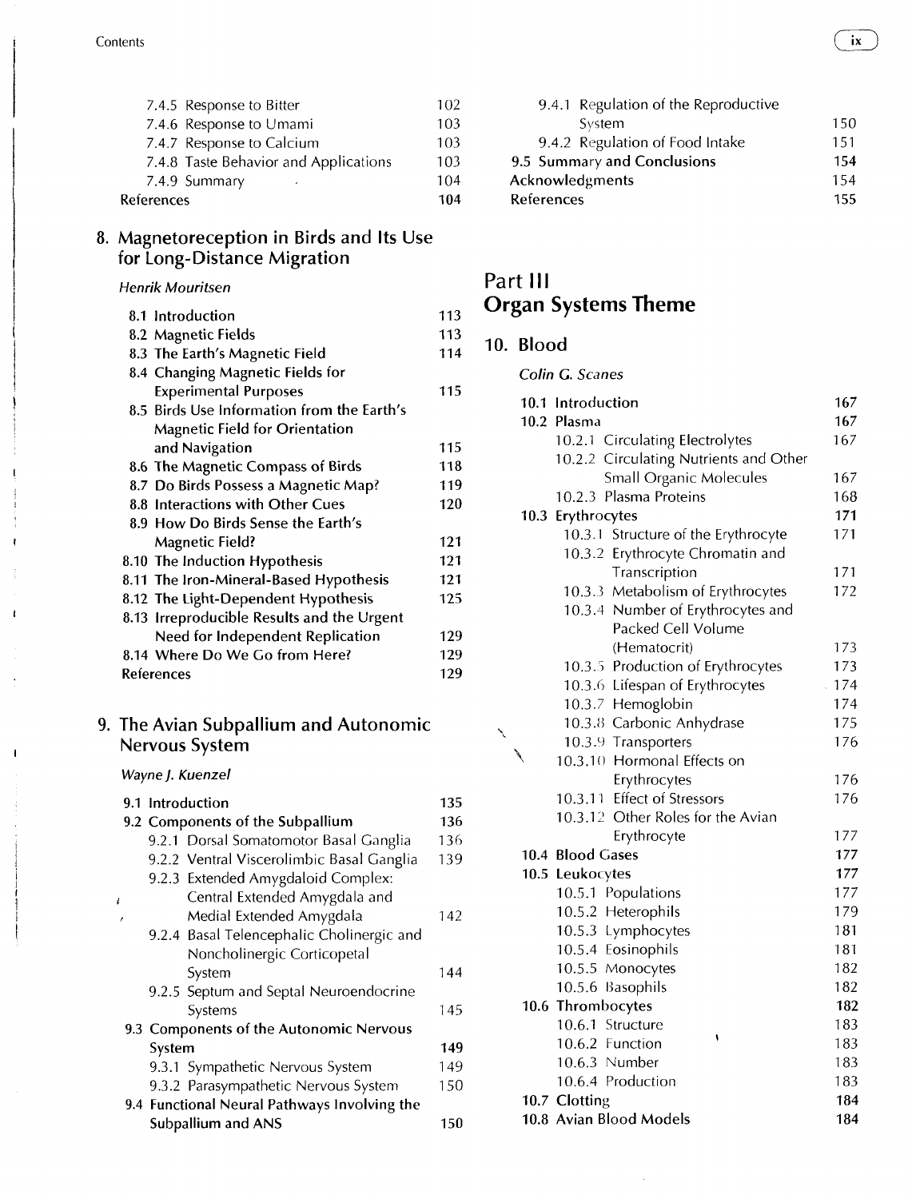| | |
|---|---|
| 7.4.5 Response to Bitter | 102 |
| 7.4.6 Response to Umami | 103 |
| 7.4.7 Response to Calcium | 103 |
| 7.4.8 Taste Behavior and Applications | 103 |
| 7.4.9 Summary | 104 |
| References | 104 |

## 8. Magnetoreception in Birds and Its Use for Long-Distance Migration

*Henrik Mouritsen*

| | |
|---|---|
| 8.1 Introduction | 113 |
| 8.2 Magnetic Fields | 113 |
| 8.3 The Earth's Magnetic Field | 114 |
| 8.4 Changing Magnetic Fields for Experimental Purposes | 115 |
| 8.5 Birds Use Information from the Earth's Magnetic Field for Orientation and Navigation | 115 |
| 8.6 The Magnetic Compass of Birds | 118 |
| 8.7 Do Birds Possess a Magnetic Map? | 119 |
| 8.8 Interactions with Other Cues | 120 |
| 8.9 How Do Birds Sense the Earth's Magnetic Field? | 121 |
| 8.10 The Induction Hypothesis | 121 |
| 8.11 The Iron-Mineral-Based Hypothesis | 121 |
| 8.12 The Light-Dependent Hypothesis | 125 |
| 8.13 Irreproducible Results and the Urgent Need for Independent Replication | 129 |
| 8.14 Where Do We Go from Here? | 129 |
| References | 129 |

## 9. The Avian Subpallium and Autonomic Nervous System

*Wayne J. Kuenzel*

| | |
|---|---|
| 9.1 Introduction | 135 |
| 9.2 Components of the Subpallium | 136 |
| 9.2.1 Dorsal Somatomotor Basal Ganglia | 136 |
| 9.2.2 Ventral Viscerolimbic Basal Ganglia | 139 |
| 9.2.3 Extended Amygdaloid Complex: Central Extended Amygdala and Medial Extended Amygdala | 142 |
| 9.2.4 Basal Telencephalic Cholinergic and Noncholinergic Corticopetal System | 144 |
| 9.2.5 Septum and Septal Neuroendocrine Systems | 145 |
| 9.3 Components of the Autonomic Nervous System | 149 |
| 9.3.1 Sympathetic Nervous System | 149 |
| 9.3.2 Parasympathetic Nervous System | 150 |
| 9.4 Functional Neural Pathways Involving the Subpallium and ANS | 150 |
| 9.4.1 Regulation of the Reproductive System | 150 |
| 9.4.2 Regulation of Food Intake | 151 |
| 9.5 Summary and Conclusions | 154 |
| Acknowledgments | 154 |
| References | 155 |

# Part III Organ Systems Theme

## 10. Blood

*Colin G. Scanes*

| | |
|---|---|
| 10.1 Introduction | 167 |
| 10.2 Plasma | 167 |
| 10.2.1 Circulating Electrolytes | 167 |
| 10.2.2 Circulating Nutrients and Other Small Organic Molecules | 167 |
| 10.2.3 Plasma Proteins | 168 |
| 10.3 Erythrocytes | 171 |
| 10.3.1 Structure of the Erythrocyte | 171 |
| 10.3.2 Erythrocyte Chromatin and Transcription | 171 |
| 10.3.3 Metabolism of Erythrocytes | 172 |
| 10.3.4 Number of Erythrocytes and Packed Cell Volume (Hematocrit) | 173 |
| 10.3.5 Production of Erythrocytes | 173 |
| 10.3.6 Lifespan of Erythrocytes | 174 |
| 10.3.7 Hemoglobin | 174 |
| 10.3.8 Carbonic Anhydrase | 175 |
| 10.3.9 Transporters | 176 |
| 10.3.10 Hormonal Effects on Erythrocytes | 176 |
| 10.3.11 Effect of Stressors | 176 |
| 10.3.12 Other Roles for the Avian Erythrocyte | 177 |
| 10.4 Blood Gases | 177 |
| 10.5 Leukocytes | 177 |
| 10.5.1 Populations | 177 |
| 10.5.2 Heterophils | 179 |
| 10.5.3 Lymphocytes | 181 |
| 10.5.4 Eosinophils | 181 |
| 10.5.5 Monocytes | 182 |
| 10.5.6 Basophils | 182 |
| 10.6 Thrombocytes | 182 |
| 10.6.1 Structure | 183 |
| 10.6.2 Function | 183 |
| 10.6.3 Number | 183 |
| 10.6.4 Production | 183 |
| 10.7 Clotting | 184 |
| 10.8 Avian Blood Models | 184 |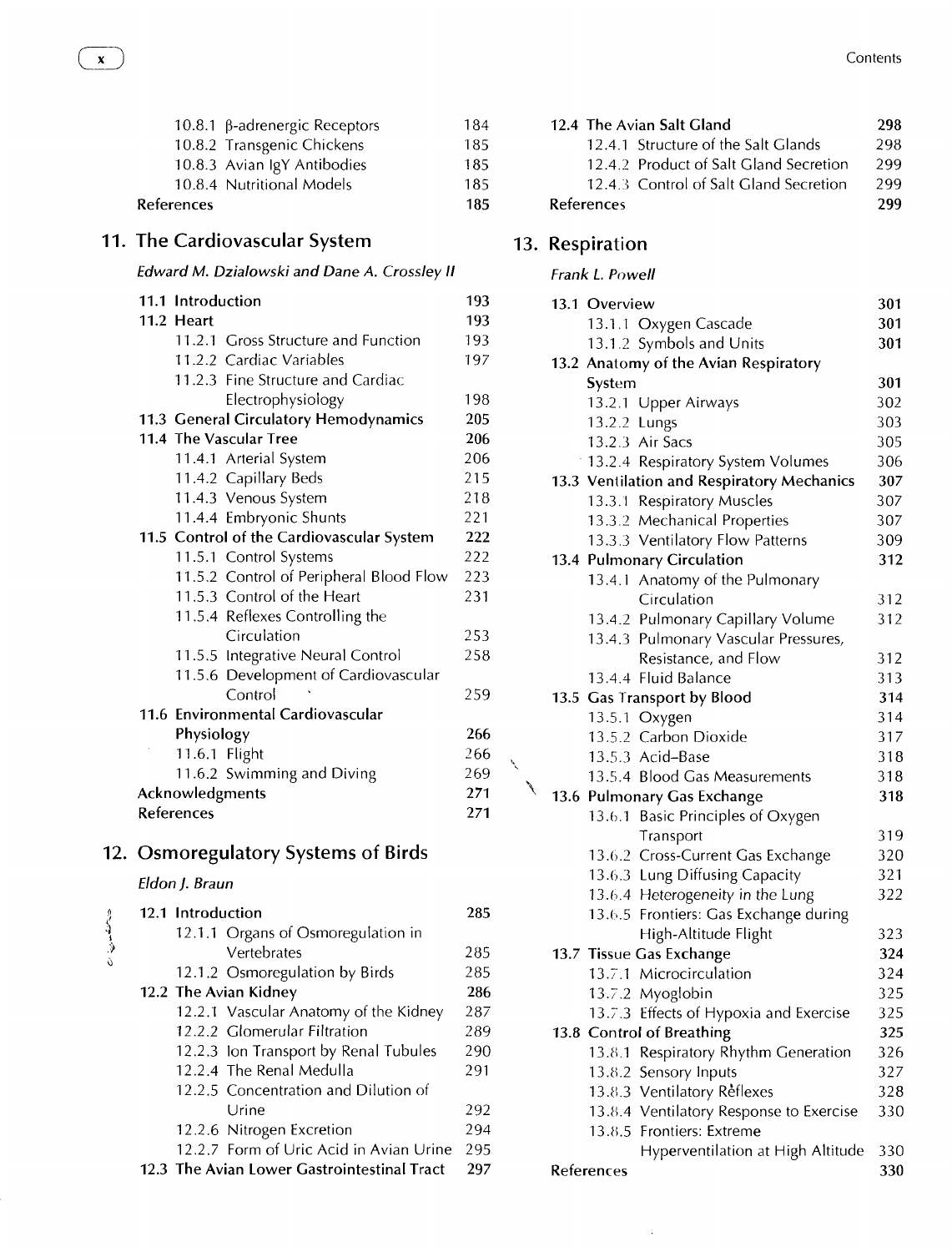| | |
|---|---|
| 10.8.1 β-adrenergic Receptors | 184 |
| 10.8.2 Transgenic Chickens | 185 |
| 10.8.3 Avian IgY Antibodies | 185 |
| 10.8.4 Nutritional Models | 185 |
| **References** | **185** |

## 11. The Cardiovascular System

*Edward M. Dzialowski and Dane A. Crossley II*

| | |
|---|---|
| **11.1 Introduction** | **193** |
| **11.2 Heart** | **193** |
| 11.2.1 Gross Structure and Function | 193 |
| 11.2.2 Cardiac Variables | 197 |
| 11.2.3 Fine Structure and Cardiac Electrophysiology | 198 |
| **11.3 General Circulatory Hemodynamics** | **205** |
| **11.4 The Vascular Tree** | **206** |
| 11.4.1 Arterial System | 206 |
| 11.4.2 Capillary Beds | 215 |
| 11.4.3 Venous System | 218 |
| 11.4.4 Embryonic Shunts | 221 |
| **11.5 Control of the Cardiovascular System** | **222** |
| 11.5.1 Control Systems | 222 |
| 11.5.2 Control of Peripheral Blood Flow | 223 |
| 11.5.3 Control of the Heart | 231 |
| 11.5.4 Reflexes Controlling the Circulation | 253 |
| 11.5.5 Integrative Neural Control | 258 |
| 11.5.6 Development of Cardiovascular Control | 259 |
| **11.6 Environmental Cardiovascular Physiology** | **266** |
| 11.6.1 Flight | 266 |
| 11.6.2 Swimming and Diving | 269 |
| **Acknowledgments** | **271** |
| **References** | **271** |

## 12. Osmoregulatory Systems of Birds

*Eldon J. Braun*

| | |
|---|---|
| **12.1 Introduction** | **285** |
| 12.1.1 Organs of Osmoregulation in Vertebrates | 285 |
| 12.1.2 Osmoregulation by Birds | 285 |
| **12.2 The Avian Kidney** | **286** |
| 12.2.1 Vascular Anatomy of the Kidney | 287 |
| 12.2.2 Glomerular Filtration | 289 |
| 12.2.3 Ion Transport by Renal Tubules | 290 |
| 12.2.4 The Renal Medulla | 291 |
| 12.2.5 Concentration and Dilution of Urine | 292 |
| 12.2.6 Nitrogen Excretion | 294 |
| 12.2.7 Form of Uric Acid in Avian Urine | 295 |
| **12.3 The Avian Lower Gastrointestinal Tract** | **297** |
| **12.4 The Avian Salt Gland** | **298** |
| 12.4.1 Structure of the Salt Glands | 298 |
| 12.4.2 Product of Salt Gland Secretion | 299 |
| 12.4.3 Control of Salt Gland Secretion | 299 |
| **References** | **299** |

## 13. Respiration

*Frank L. Powell*

| | |
|---|---|
| **13.1 Overview** | **301** |
| 13.1.1 Oxygen Cascade | 301 |
| 13.1.2 Symbols and Units | 301 |
| **13.2 Anatomy of the Avian Respiratory System** | **301** |
| 13.2.1 Upper Airways | 302 |
| 13.2.2 Lungs | 303 |
| 13.2.3 Air Sacs | 305 |
| 13.2.4 Respiratory System Volumes | 306 |
| **13.3 Ventilation and Respiratory Mechanics** | **307** |
| 13.3.1 Respiratory Muscles | 307 |
| 13.3.2 Mechanical Properties | 307 |
| 13.3.3 Ventilatory Flow Patterns | 309 |
| **13.4 Pulmonary Circulation** | **312** |
| 13.4.1 Anatomy of the Pulmonary Circulation | 312 |
| 13.4.2 Pulmonary Capillary Volume | 312 |
| 13.4.3 Pulmonary Vascular Pressures, Resistance, and Flow | 312 |
| 13.4.4 Fluid Balance | 313 |
| **13.5 Gas Transport by Blood** | **314** |
| 13.5.1 Oxygen | 314 |
| 13.5.2 Carbon Dioxide | 317 |
| 13.5.3 Acid–Base | 318 |
| 13.5.4 Blood Gas Measurements | 318 |
| **13.6 Pulmonary Gas Exchange** | **318** |
| 13.6.1 Basic Principles of Oxygen Transport | 319 |
| 13.6.2 Cross-Current Gas Exchange | 320 |
| 13.6.3 Lung Diffusing Capacity | 321 |
| 13.6.4 Heterogeneity in the Lung | 322 |
| 13.6.5 Frontiers: Gas Exchange during High-Altitude Flight | 323 |
| **13.7 Tissue Gas Exchange** | **324** |
| 13.7.1 Microcirculation | 324 |
| 13.7.2 Myoglobin | 325 |
| 13.7.3 Effects of Hypoxia and Exercise | 325 |
| **13.8 Control of Breathing** | **325** |
| 13.8.1 Respiratory Rhythm Generation | 326 |
| 13.8.2 Sensory Inputs | 327 |
| 13.8.3 Ventilatory Reflexes | 328 |
| 13.8.4 Ventilatory Response to Exercise | 330 |
| 13.8.5 Frontiers: Extreme Hyperventilation at High Altitude | 330 |
| **References** | **330** |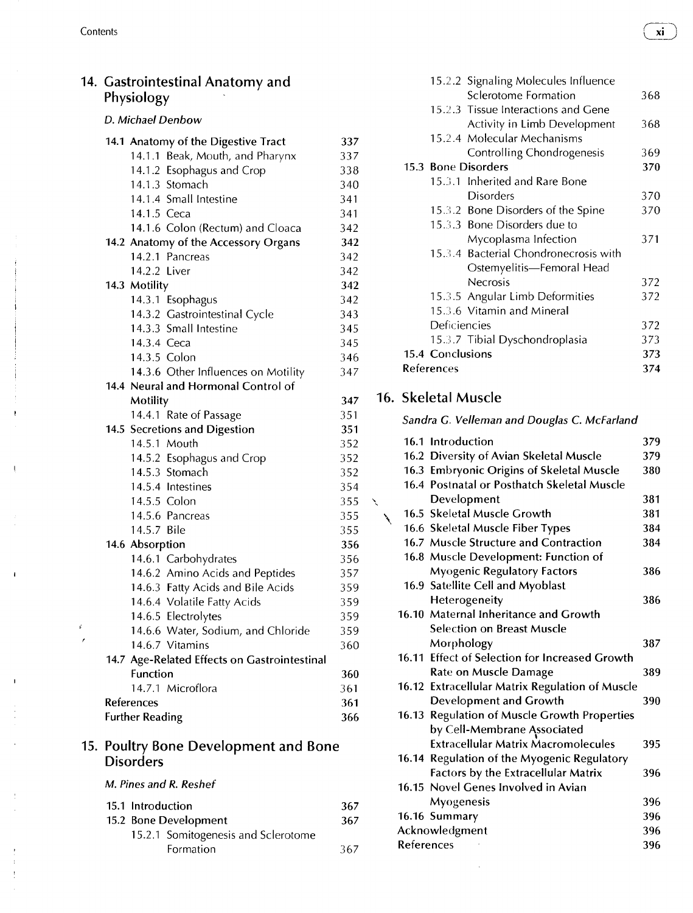## 14. Gastrointestinal Anatomy and Physiology

*D. Michael Denbow*

**14.1 Anatomy of the Digestive Tract** 337
- 14.1.1 Beak, Mouth, and Pharynx 337
- 14.1.2 Esophagus and Crop 338
- 14.1.3 Stomach 340
- 14.1.4 Small Intestine 341
- 14.1.5 Ceca 341
- 14.1.6 Colon (Rectum) and Cloaca 342

**14.2 Anatomy of the Accessory Organs** 342
- 14.2.1 Pancreas 342
- 14.2.2 Liver 342

**14.3 Motility** 342
- 14.3.1 Esophagus 342
- 14.3.2 Gastrointestinal Cycle 343
- 14.3.3 Small Intestine 345
- 14.3.4 Ceca 345
- 14.3.5 Colon 346
- 14.3.6 Other Influences on Motility 347

**14.4 Neural and Hormonal Control of Motility** 347
- 14.4.1 Rate of Passage 351

**14.5 Secretions and Digestion** 351
- 14.5.1 Mouth 352
- 14.5.2 Esophagus and Crop 352
- 14.5.3 Stomach 352
- 14.5.4 Intestines 354
- 14.5.5 Colon 355
- 14.5.6 Pancreas 355
- 14.5.7 Bile 355

**14.6 Absorption** 356
- 14.6.1 Carbohydrates 356
- 14.6.2 Amino Acids and Peptides 357
- 14.6.3 Fatty Acids and Bile Acids 359
- 14.6.4 Volatile Fatty Acids 359
- 14.6.5 Electrolytes 359
- 14.6.6 Water, Sodium, and Chloride 359
- 14.6.7 Vitamins 360

**14.7 Age-Related Effects on Gastrointestinal Function** 360
- 14.7.1 Microflora 361

**References** 361

**Further Reading** 366

## 15. Poultry Bone Development and Bone Disorders

*M. Pines and R. Reshef*

**15.1 Introduction** 367

**15.2 Bone Development** 367
- 15.2.1 Somitogenesis and Sclerotome Formation 367
- 15.2.2 Signaling Molecules Influence Sclerotome Formation 368
- 15.2.3 Tissue Interactions and Gene Activity in Limb Development 368
- 15.2.4 Molecular Mechanisms Controlling Chondrogenesis 369

**15.3 Bone Disorders** 370
- 15.3.1 Inherited and Rare Bone Disorders 370
- 15.3.2 Bone Disorders of the Spine 370
- 15.3.3 Bone Disorders due to Mycoplasma Infection 371
- 15.3.4 Bacterial Chondronecrosis with Ostemyelitis—Femoral Head Necrosis 372
- 15.3.5 Angular Limb Deformities 372
- 15.3.6 Vitamin and Mineral Deficiencies 372
- 15.3.7 Tibial Dyschondroplasia 373

**15.4 Conclusions** 373

**References** 374

## 16. Skeletal Muscle

*Sandra G. Velleman and Douglas C. McFarland*

**16.1 Introduction** 379

**16.2 Diversity of Avian Skeletal Muscle** 379

**16.3 Embryonic Origins of Skeletal Muscle** 380

**16.4 Postnatal or Posthatch Skeletal Muscle Development** 381

**16.5 Skeletal Muscle Growth** 381

**16.6 Skeletal Muscle Fiber Types** 384

**16.7 Muscle Structure and Contraction** 384

**16.8 Muscle Development: Function of Myogenic Regulatory Factors** 386

**16.9 Satellite Cell and Myoblast Heterogeneity** 386

**16.10 Maternal Inheritance and Growth Selection on Breast Muscle Morphology** 387

**16.11 Effect of Selection for Increased Growth Rate on Muscle Damage** 389

**16.12 Extracellular Matrix Regulation of Muscle Development and Growth** 390

**16.13 Regulation of Muscle Growth Properties by Cell-Membrane Associated Extracellular Matrix Macromolecules** 395

**16.14 Regulation of the Myogenic Regulatory Factors by the Extracellular Matrix** 396

**16.15 Novel Genes Involved in Avian Myogenesis** 396

**16.16 Summary** 396

**Acknowledgment** 396

**References** 396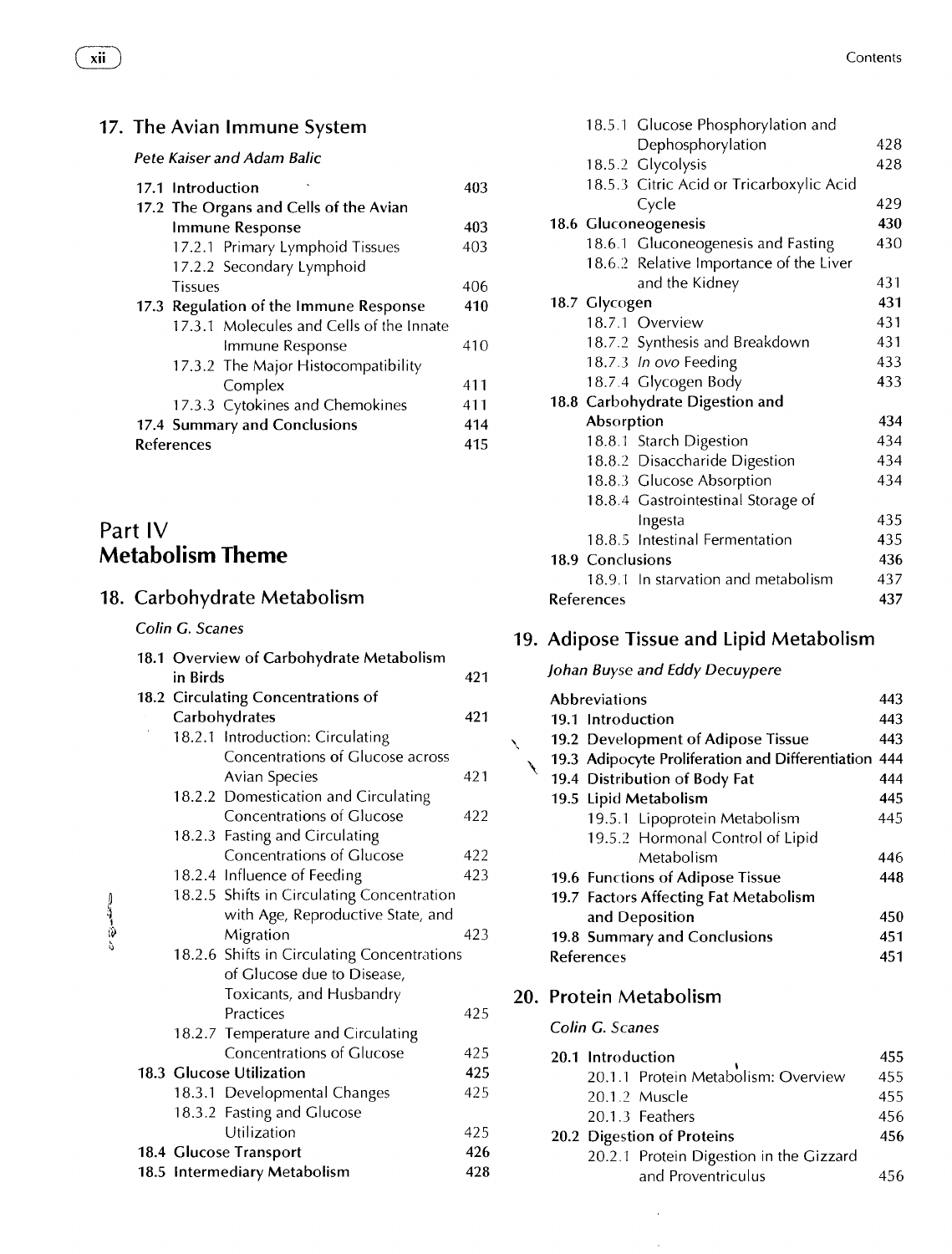## 17. The Avian Immune System

*Pete Kaiser and Adam Balic*

**17.1 Introduction** 403
**17.2 The Organs and Cells of the Avian Immune Response** 403
- 17.2.1 Primary Lymphoid Tissues 403
- 17.2.2 Secondary Lymphoid Tissues 406

**17.3 Regulation of the Immune Response** 410
- 17.3.1 Molecules and Cells of the Innate Immune Response 410
- 17.3.2 The Major Histocompatibility Complex 411
- 17.3.3 Cytokines and Chemokines 411

**17.4 Summary and Conclusions** 414
References 415

# Part IV
# Metabolism Theme

## 18. Carbohydrate Metabolism

*Colin G. Scanes*

**18.1 Overview of Carbohydrate Metabolism in Birds** 421
**18.2 Circulating Concentrations of Carbohydrates** 421
- 18.2.1 Introduction: Circulating Concentrations of Glucose across Avian Species 421
- 18.2.2 Domestication and Circulating Concentrations of Glucose 422
- 18.2.3 Fasting and Circulating Concentrations of Glucose 422
- 18.2.4 Influence of Feeding 423
- 18.2.5 Shifts in Circulating Concentration with Age, Reproductive State, and Migration 423
- 18.2.6 Shifts in Circulating Concentrations of Glucose due to Disease, Toxicants, and Husbandry Practices 425
- 18.2.7 Temperature and Circulating Concentrations of Glucose 425

**18.3 Glucose Utilization** 425
- 18.3.1 Developmental Changes 425
- 18.3.2 Fasting and Glucose Utilization 425

**18.4 Glucose Transport** 426
**18.5 Intermediary Metabolism** 428
- 18.5.1 Glucose Phosphorylation and Dephosphorylation 428
- 18.5.2 Glycolysis 428
- 18.5.3 Citric Acid or Tricarboxylic Acid Cycle 429

**18.6 Gluconeogenesis** 430
- 18.6.1 Gluconeogenesis and Fasting 430
- 18.6.2 Relative Importance of the Liver and the Kidney 431

**18.7 Glycogen** 431
- 18.7.1 Overview 431
- 18.7.2 Synthesis and Breakdown 431
- 18.7.3 *In ovo* Feeding 433
- 18.7.4 Glycogen Body 433

**18.8 Carbohydrate Digestion and Absorption** 434
- 18.8.1 Starch Digestion 434
- 18.8.2 Disaccharide Digestion 434
- 18.8.3 Glucose Absorption 434
- 18.8.4 Gastrointestinal Storage of Ingesta 435
- 18.8.5 Intestinal Fermentation 435

**18.9 Conclusions** 436
- 18.9.1 In starvation and metabolism 437

References 437

## 19. Adipose Tissue and Lipid Metabolism

*Johan Buyse and Eddy Decuypere*

Abbreviations 443
**19.1 Introduction** 443
**19.2 Development of Adipose Tissue** 443
**19.3 Adipocyte Proliferation and Differentiation** 444
**19.4 Distribution of Body Fat** 444
**19.5 Lipid Metabolism** 445
- 19.5.1 Lipoprotein Metabolism 445
- 19.5.2 Hormonal Control of Lipid Metabolism 446

**19.6 Functions of Adipose Tissue** 448
**19.7 Factors Affecting Fat Metabolism and Deposition** 450
**19.8 Summary and Conclusions** 451
References 451

## 20. Protein Metabolism

*Colin G. Scanes*

**20.1 Introduction** 455
- 20.1.1 Protein Metabolism: Overview 455
- 20.1.2 Muscle 455
- 20.1.3 Feathers 456

**20.2 Digestion of Proteins** 456
- 20.2.1 Protein Digestion in the Gizzard and Proventriculus 456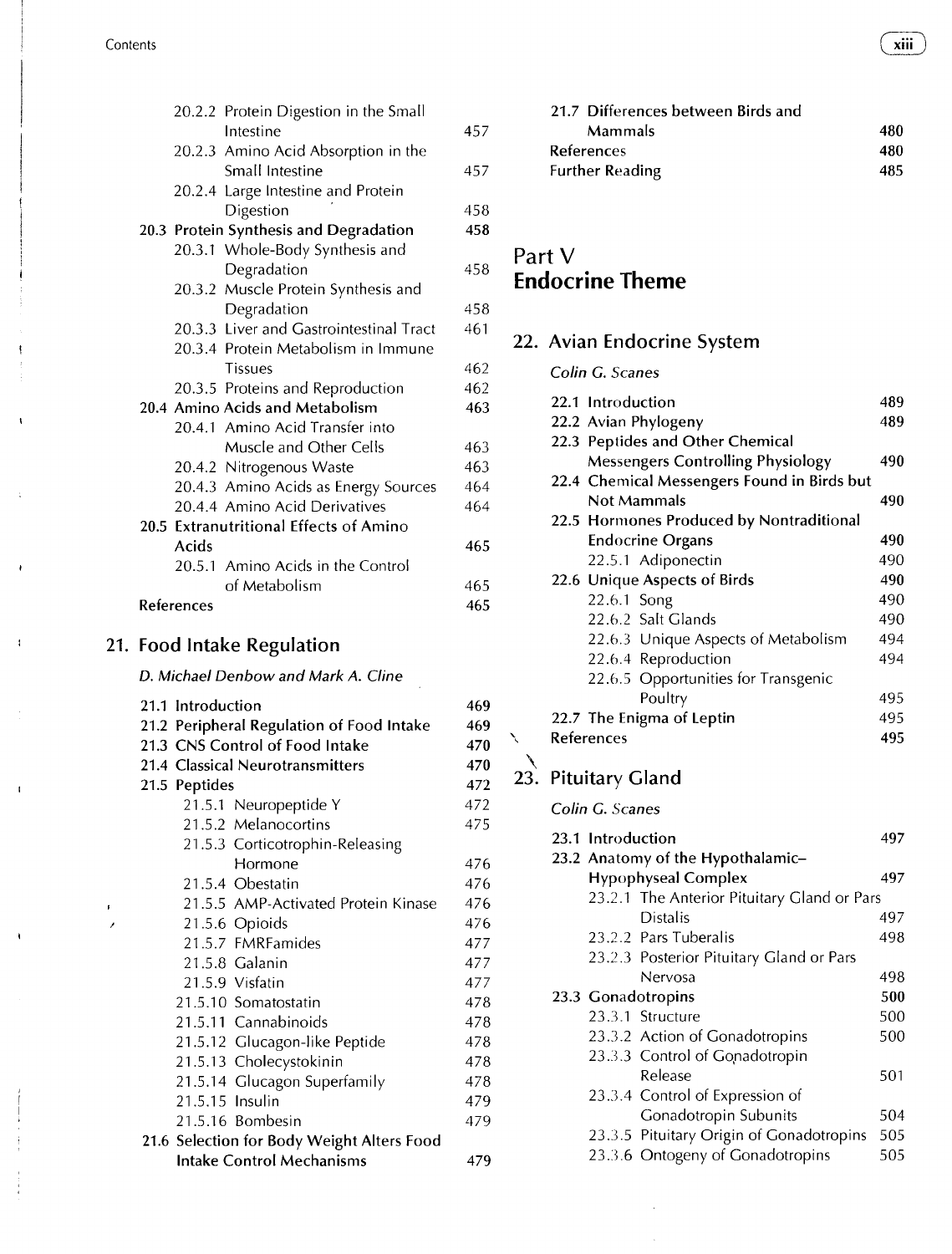20.2.2 Protein Digestion in the Small Intestine 457
20.2.3 Amino Acid Absorption in the Small Intestine 457
20.2.4 Large Intestine and Protein Digestion 458

**20.3 Protein Synthesis and Degradation 458**

20.3.1 Whole-Body Synthesis and Degradation 458
20.3.2 Muscle Protein Synthesis and Degradation 458
20.3.3 Liver and Gastrointestinal Tract 461
20.3.4 Protein Metabolism in Immune Tissues 462
20.3.5 Proteins and Reproduction 462

**20.4 Amino Acids and Metabolism 463**

20.4.1 Amino Acid Transfer into Muscle and Other Cells 463
20.4.2 Nitrogenous Waste 463
20.4.3 Amino Acids as Energy Sources 464
20.4.4 Amino Acid Derivatives 464

**20.5 Extranutritional Effects of Amino Acids 465**

20.5.1 Amino Acids in the Control of Metabolism 465

**References 465**

## 21. Food Intake Regulation

*D. Michael Denbow and Mark A. Cline*

**21.1 Introduction 469**
**21.2 Peripheral Regulation of Food Intake 469**
**21.3 CNS Control of Food Intake 470**
**21.4 Classical Neurotransmitters 470**
**21.5 Peptides 472**

21.5.1 Neuropeptide Y 472
21.5.2 Melanocortins 475
21.5.3 Corticotrophin-Releasing Hormone 476
21.5.4 Obestatin 476
21.5.5 AMP-Activated Protein Kinase 476
21.5.6 Opioids 476
21.5.7 FMRFamides 477
21.5.8 Galanin 477
21.5.9 Visfatin 477
21.5.10 Somatostatin 478
21.5.11 Cannabinoids 478
21.5.12 Glucagon-like Peptide 478
21.5.13 Cholecystokinin 478
21.5.14 Glucagon Superfamily 478
21.5.15 Insulin 479
21.5.16 Bombesin 479

**21.6 Selection for Body Weight Alters Food Intake Control Mechanisms 479**
**21.7 Differences between Birds and Mammals 480**
**References 480**
**Further Reading 485**

# Part V Endocrine Theme

## 22. Avian Endocrine System

*Colin G. Scanes*

**22.1 Introduction 489**
**22.2 Avian Phylogeny 489**
**22.3 Peptides and Other Chemical Messengers Controlling Physiology 490**
**22.4 Chemical Messengers Found in Birds but Not Mammals 490**
**22.5 Hormones Produced by Nontraditional Endocrine Organs 490**

22.5.1 Adiponectin 490

**22.6 Unique Aspects of Birds 490**

22.6.1 Song 490
22.6.2 Salt Glands 490
22.6.3 Unique Aspects of Metabolism 494
22.6.4 Reproduction 494
22.6.5 Opportunities for Transgenic Poultry 495

**22.7 The Enigma of Leptin 495**
**References 495**

## 23. Pituitary Gland

*Colin G. Scanes*

**23.1 Introduction 497**
**23.2 Anatomy of the Hypothalamic–Hypophyseal Complex 497**

23.2.1 The Anterior Pituitary Gland or Pars Distalis 497
23.2.2 Pars Tuberalis 498
23.2.3 Posterior Pituitary Gland or Pars Nervosa 498

**23.3 Gonadotropins 500**

23.3.1 Structure 500
23.3.2 Action of Gonadotropins 500
23.3.3 Control of Gonadotropin Release 501
23.3.4 Control of Expression of Gonadotropin Subunits 504
23.3.5 Pituitary Origin of Gonadotropins 505
23.3.6 Ontogeny of Gonadotropins 505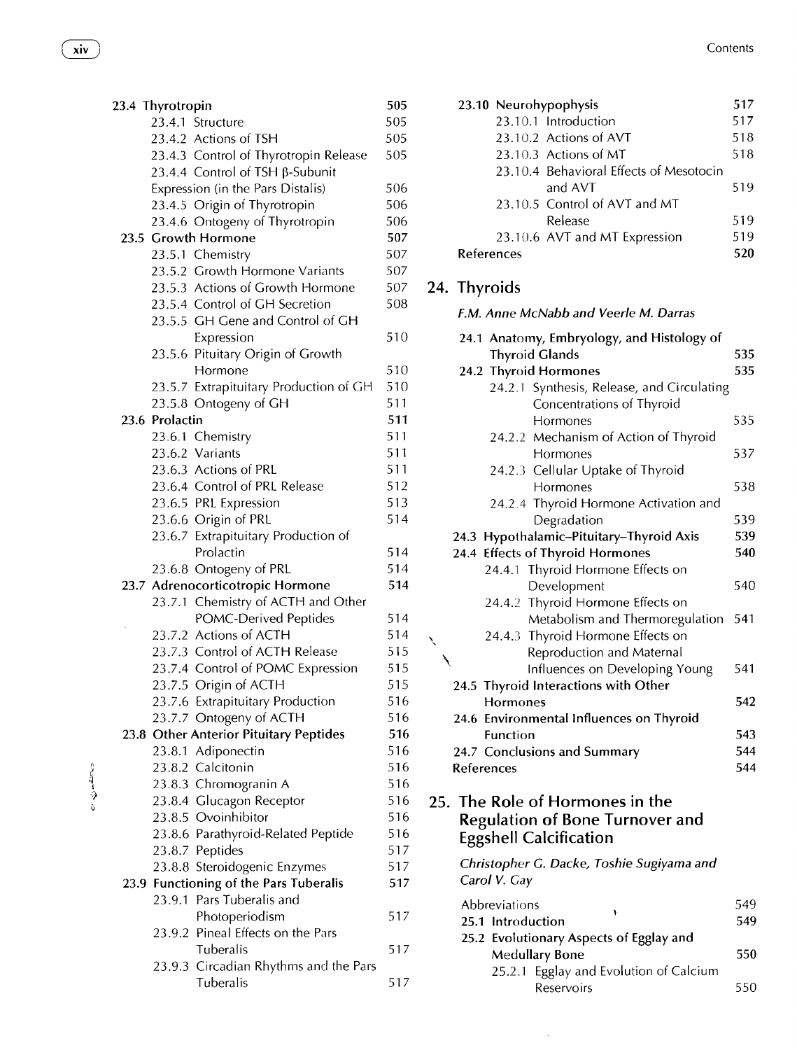**23.4 Thyrotropin** 505
- 23.4.1 Structure 505
- 23.4.2 Actions of TSH 505
- 23.4.3 Control of Thyrotropin Release 505
- 23.4.4 Control of TSH β-Subunit Expression (in the Pars Distalis) 506
- 23.4.5 Origin of Thyrotropin 506
- 23.4.6 Ontogeny of Thyrotropin 506

**23.5 Growth Hormone** 507
- 23.5.1 Chemistry 507
- 23.5.2 Growth Hormone Variants 507
- 23.5.3 Actions of Growth Hormone 507
- 23.5.4 Control of GH Secretion 508
- 23.5.5 GH Gene and Control of GH Expression 510
- 23.5.6 Pituitary Origin of Growth Hormone 510
- 23.5.7 Extrapituitary Production of GH 510
- 23.5.8 Ontogeny of GH 511

**23.6 Prolactin** 511
- 23.6.1 Chemistry 511
- 23.6.2 Variants 511
- 23.6.3 Actions of PRL 511
- 23.6.4 Control of PRL Release 512
- 23.6.5 PRL Expression 513
- 23.6.6 Origin of PRL 514
- 23.6.7 Extrapituitary Production of Prolactin 514
- 23.6.8 Ontogeny of PRL 514

**23.7 Adrenocorticotropic Hormone** 514
- 23.7.1 Chemistry of ACTH and Other POMC-Derived Peptides 514
- 23.7.2 Actions of ACTH 514
- 23.7.3 Control of ACTH Release 515
- 23.7.4 Control of POMC Expression 515
- 23.7.5 Origin of ACTH 515
- 23.7.6 Extrapituitary Production 516
- 23.7.7 Ontogeny of ACTH 516

**23.8 Other Anterior Pituitary Peptides** 516
- 23.8.1 Adiponectin 516
- 23.8.2 Calcitonin 516
- 23.8.3 Chromogranin A 516
- 23.8.4 Glucagon Receptor 516
- 23.8.5 Ovoinhibitor 516
- 23.8.6 Parathyroid-Related Peptide 516
- 23.8.7 Peptides 517
- 23.8.8 Steroidogenic Enzymes 517

**23.9 Functioning of the Pars Tuberalis** 517
- 23.9.1 Pars Tuberalis and Photoperiodism 517
- 23.9.2 Pineal Effects on the Pars Tuberalis 517
- 23.9.3 Circadian Rhythms and the Pars Tuberalis 517

**23.10 Neurohypophysis** 517
- 23.10.1 Introduction 517
- 23.10.2 Actions of AVT 518
- 23.10.3 Actions of MT 518
- 23.10.4 Behavioral Effects of Mesotocin and AVT 519
- 23.10.5 Control of AVT and MT Release 519
- 23.10.6 AVT and MT Expression 519

**References** 520

## 24. Thyroids

*F.M. Anne McNabb and Veerle M. Darras*

**24.1 Anatomy, Embryology, and Histology of Thyroid Glands** 535

**24.2 Thyroid Hormones** 535
- 24.2.1 Synthesis, Release, and Circulating Concentrations of Thyroid Hormones 535
- 24.2.2 Mechanism of Action of Thyroid Hormones 537
- 24.2.3 Cellular Uptake of Thyroid Hormones 538
- 24.2.4 Thyroid Hormone Activation and Degradation 539

**24.3 Hypothalamic–Pituitary–Thyroid Axis** 539

**24.4 Effects of Thyroid Hormones** 540
- 24.4.1 Thyroid Hormone Effects on Development 540
- 24.4.2 Thyroid Hormone Effects on Metabolism and Thermoregulation 541
- 24.4.3 Thyroid Hormone Effects on Reproduction and Maternal Influences on Developing Young 541

**24.5 Thyroid Interactions with Other Hormones** 542

**24.6 Environmental Influences on Thyroid Function** 543

**24.7 Conclusions and Summary** 544

**References** 544

## 25. The Role of Hormones in the Regulation of Bone Turnover and Eggshell Calcification

*Christopher G. Dacke, Toshie Sugiyama and Carol V. Gay*

Abbreviations 549

**25.1 Introduction** 549

**25.2 Evolutionary Aspects of Egglay and Medullary Bone** 550
- 25.2.1 Egglay and Evolution of Calcium Reservoirs 550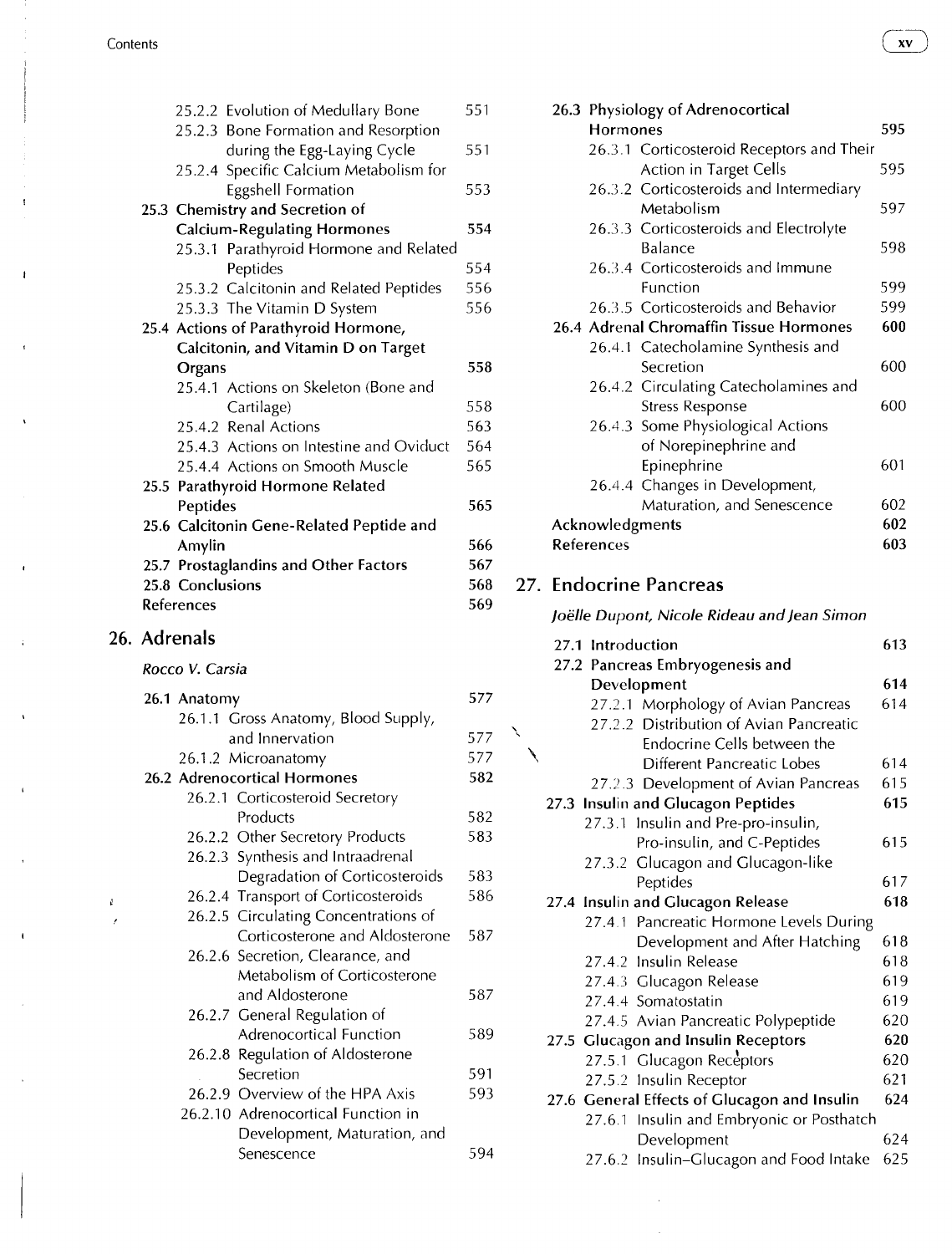25.2.2 Evolution of Medullary Bone 551
25.2.3 Bone Formation and Resorption during the Egg-Laying Cycle 551
25.2.4 Specific Calcium Metabolism for Eggshell Formation 553

**25.3 Chemistry and Secretion of Calcium-Regulating Hormones 554**

25.3.1 Parathyroid Hormone and Related Peptides 554
25.3.2 Calcitonin and Related Peptides 556
25.3.3 The Vitamin D System 556

**25.4 Actions of Parathyroid Hormone, Calcitonin, and Vitamin D on Target Organs 558**

25.4.1 Actions on Skeleton (Bone and Cartilage) 558
25.4.2 Renal Actions 563
25.4.3 Actions on Intestine and Oviduct 564
25.4.4 Actions on Smooth Muscle 565

**25.5 Parathyroid Hormone Related Peptides 565**

**25.6 Calcitonin Gene-Related Peptide and Amylin 566**

**25.7 Prostaglandins and Other Factors 567**

**25.8 Conclusions 568**

**References 569**

## 26. Adrenals

*Rocco V. Carsia*

**26.1 Anatomy 577**

26.1.1 Gross Anatomy, Blood Supply, and Innervation 577
26.1.2 Microanatomy 577

**26.2 Adrenocortical Hormones 582**

26.2.1 Corticosteroid Secretory Products 582
26.2.2 Other Secretory Products 583
26.2.3 Synthesis and Intraadrenal Degradation of Corticosteroids 583
26.2.4 Transport of Corticosteroids 586
26.2.5 Circulating Concentrations of Corticosterone and Aldosterone 587
26.2.6 Secretion, Clearance, and Metabolism of Corticosterone and Aldosterone 587
26.2.7 General Regulation of Adrenocortical Function 589
26.2.8 Regulation of Aldosterone Secretion 591
26.2.9 Overview of the HPA Axis 593
26.2.10 Adrenocortical Function in Development, Maturation, and Senescence 594

**26.3 Physiology of Adrenocortical Hormones 595**

26.3.1 Corticosteroid Receptors and Their Action in Target Cells 595
26.3.2 Corticosteroids and Intermediary Metabolism 597
26.3.3 Corticosteroids and Electrolyte Balance 598
26.3.4 Corticosteroids and Immune Function 599
26.3.5 Corticosteroids and Behavior 599

**26.4 Adrenal Chromaffin Tissue Hormones 600**

26.4.1 Catecholamine Synthesis and Secretion 600
26.4.2 Circulating Catecholamines and Stress Response 600
26.4.3 Some Physiological Actions of Norepinephrine and Epinephrine 601
26.4.4 Changes in Development, Maturation, and Senescence 602

**Acknowledgments 602**

**References 603**

## 27. Endocrine Pancreas

*Joëlle Dupont, Nicole Rideau and Jean Simon*

**27.1 Introduction 613**

**27.2 Pancreas Embryogenesis and Development 614**

27.2.1 Morphology of Avian Pancreas 614
27.2.2 Distribution of Avian Pancreatic Endocrine Cells between the Different Pancreatic Lobes 614
27.2.3 Development of Avian Pancreas 615

**27.3 Insulin and Glucagon Peptides 615**

27.3.1 Insulin and Pre-pro-insulin, Pro-insulin, and C-Peptides 615
27.3.2 Glucagon and Glucagon-like Peptides 617

**27.4 Insulin and Glucagon Release 618**

27.4.1 Pancreatic Hormone Levels During Development and After Hatching 618
27.4.2 Insulin Release 618
27.4.3 Glucagon Release 619
27.4.4 Somatostatin 619
27.4.5 Avian Pancreatic Polypeptide 620

**27.5 Glucagon and Insulin Receptors 620**

27.5.1 Glucagon Receptors 620
27.5.2 Insulin Receptor 621

**27.6 General Effects of Glucagon and Insulin 624**

27.6.1 Insulin and Embryonic or Posthatch Development 624
27.6.2 Insulin–Glucagon and Food Intake 625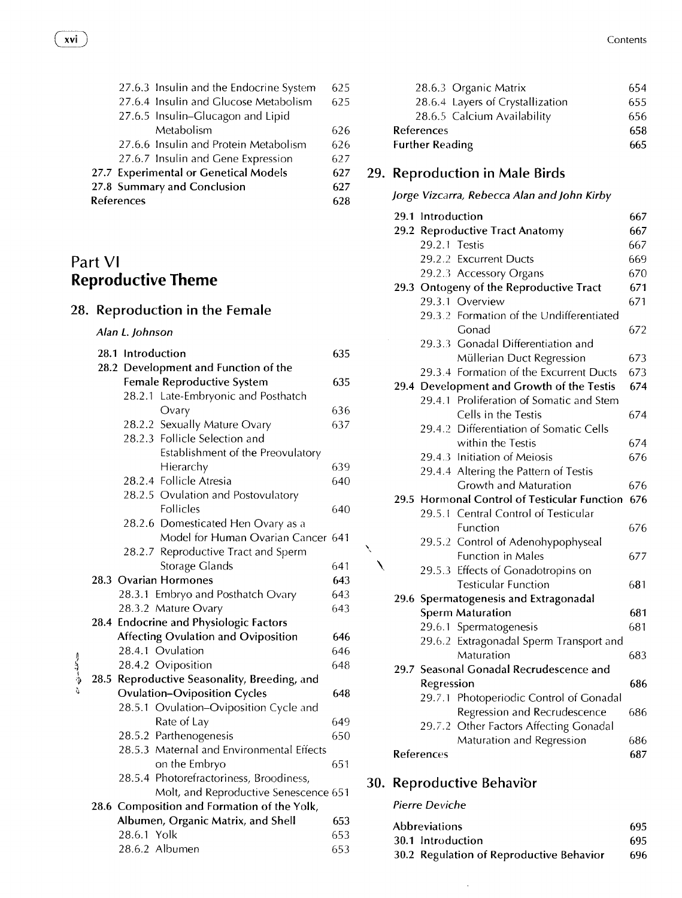27.6.3 Insulin and the Endocrine System 625
27.6.4 Insulin and Glucose Metabolism 625
27.6.5 Insulin–Glucagon and Lipid Metabolism 626
27.6.6 Insulin and Protein Metabolism 626
27.6.7 Insulin and Gene Expression 627

**27.7 Experimental or Genetical Models 627**

**27.8 Summary and Conclusion 627**

**References 628**

# Part VI
# Reproductive Theme

## 28. Reproduction in the Female

*Alan L. Johnson*

**28.1 Introduction 635**

**28.2 Development and Function of the Female Reproductive System 635**

28.2.1 Late-Embryonic and Posthatch Ovary 636
28.2.2 Sexually Mature Ovary 637
28.2.3 Follicle Selection and Establishment of the Preovulatory Hierarchy 639
28.2.4 Follicle Atresia 640
28.2.5 Ovulation and Postovulatory Follicles 640
28.2.6 Domesticated Hen Ovary as a Model for Human Ovarian Cancer 641
28.2.7 Reproductive Tract and Sperm Storage Glands 641

**28.3 Ovarian Hormones 643**

28.3.1 Embryo and Posthatch Ovary 643
28.3.2 Mature Ovary 643

**28.4 Endocrine and Physiologic Factors Affecting Ovulation and Oviposition 646**

28.4.1 Ovulation 646
28.4.2 Oviposition 648

**28.5 Reproductive Seasonality, Breeding, and Ovulation–Oviposition Cycles 648**

28.5.1 Ovulation–Oviposition Cycle and Rate of Lay 649
28.5.2 Parthenogenesis 650
28.5.3 Maternal and Environmental Effects on the Embryo 651
28.5.4 Photorefractoriness, Broodiness, Molt, and Reproductive Senescence 651

**28.6 Composition and Formation of the Yolk, Albumen, Organic Matrix, and Shell 653**

28.6.1 Yolk 653
28.6.2 Albumen 653
28.6.3 Organic Matrix 654
28.6.4 Layers of Crystallization 655
28.6.5 Calcium Availability 656

**References 658**

**Further Reading 665**

## 29. Reproduction in Male Birds

*Jorge Vizcarra, Rebecca Alan and John Kirby*

**29.1 Introduction 667**

**29.2 Reproductive Tract Anatomy 667**

29.2.1 Testis 667
29.2.2 Excurrent Ducts 669
29.2.3 Accessory Organs 670

**29.3 Ontogeny of the Reproductive Tract 671**

29.3.1 Overview 671
29.3.2 Formation of the Undifferentiated Gonad 672
29.3.3 Gonadal Differentiation and Müllerian Duct Regression 673
29.3.4 Formation of the Excurrent Ducts 673

**29.4 Development and Growth of the Testis 674**

29.4.1 Proliferation of Somatic and Stem Cells in the Testis 674
29.4.2 Differentiation of Somatic Cells within the Testis 674
29.4.3 Initiation of Meiosis 676
29.4.4 Altering the Pattern of Testis Growth and Maturation 676

**29.5 Hormonal Control of Testicular Function 676**

29.5.1 Central Control of Testicular Function 676
29.5.2 Control of Adenohypophyseal Function in Males 677
29.5.3 Effects of Gonadotropins on Testicular Function 681

**29.6 Spermatogenesis and Extragonadal Sperm Maturation 681**

29.6.1 Spermatogenesis 681
29.6.2 Extragonadal Sperm Transport and Maturation 683

**29.7 Seasonal Gonadal Recrudescence and Regression 686**

29.7.1 Photoperiodic Control of Gonadal Regression and Recrudescence 686
29.7.2 Other Factors Affecting Gonadal Maturation and Regression 686

**References 687**

## 30. Reproductive Behavior

*Pierre Deviche*

**Abbreviations 695**

**30.1 Introduction 695**

**30.2 Regulation of Reproductive Behavior 696**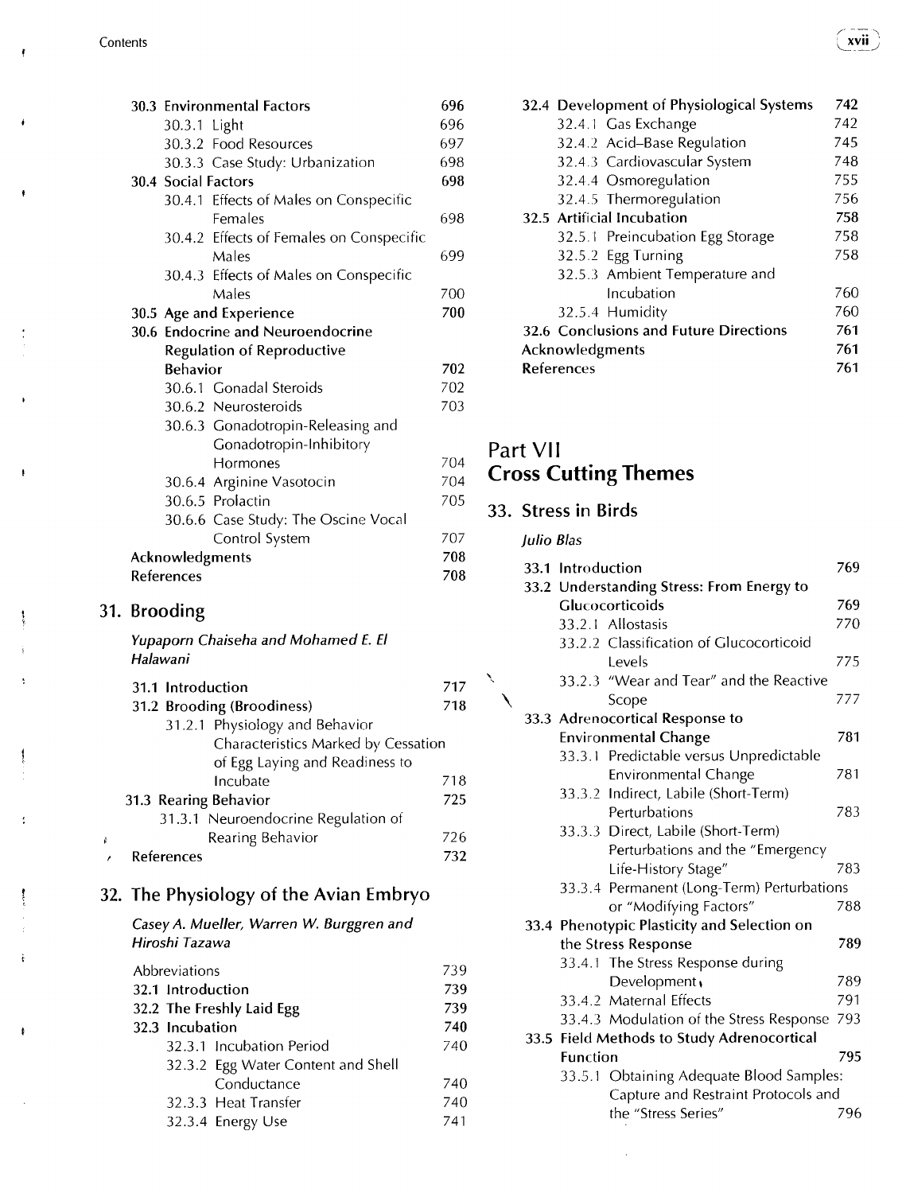| | |
|---|---|
| **30.3 Environmental Factors** | **696** |
| 30.3.1 Light | 696 |
| 30.3.2 Food Resources | 697 |
| 30.3.3 Case Study: Urbanization | 698 |
| **30.4 Social Factors** | **698** |
| 30.4.1 Effects of Males on Conspecific Females | 698 |
| 30.4.2 Effects of Females on Conspecific Males | 699 |
| 30.4.3 Effects of Males on Conspecific Males | 700 |
| **30.5 Age and Experience** | **700** |
| **30.6 Endocrine and Neuroendocrine Regulation of Reproductive Behavior** | **702** |
| 30.6.1 Gonadal Steroids | 702 |
| 30.6.2 Neurosteroids | 703 |
| 30.6.3 Gonadotropin-Releasing and Gonadotropin-Inhibitory Hormones | 704 |
| 30.6.4 Arginine Vasotocin | 704 |
| 30.6.5 Prolactin | 705 |
| 30.6.6 Case Study: The Oscine Vocal Control System | 707 |
| **Acknowledgments** | **708** |
| **References** | **708** |

## 31. Brooding

*Yupaporn Chaiseha and Mohamed E. El Halawani*

| | |
|---|---|
| **31.1 Introduction** | **717** |
| **31.2 Brooding (Broodiness)** | **718** |
| 31.2.1 Physiology and Behavior Characteristics Marked by Cessation of Egg Laying and Readiness to Incubate | 718 |
| **31.3 Rearing Behavior** | **725** |
| 31.3.1 Neuroendocrine Regulation of Rearing Behavior | 726 |
| **References** | **732** |

## 32. The Physiology of the Avian Embryo

*Casey A. Mueller, Warren W. Burggren and Hiroshi Tazawa*

| | |
|---|---|
| Abbreviations | 739 |
| **32.1 Introduction** | **739** |
| **32.2 The Freshly Laid Egg** | **739** |
| **32.3 Incubation** | **740** |
| 32.3.1 Incubation Period | 740 |
| 32.3.2 Egg Water Content and Shell Conductance | 740 |
| 32.3.3 Heat Transfer | 740 |
| 32.3.4 Energy Use | 741 |
| **32.4 Development of Physiological Systems** | **742** |
| 32.4.1 Gas Exchange | 742 |
| 32.4.2 Acid–Base Regulation | 745 |
| 32.4.3 Cardiovascular System | 748 |
| 32.4.4 Osmoregulation | 755 |
| 32.4.5 Thermoregulation | 756 |
| **32.5 Artificial Incubation** | **758** |
| 32.5.1 Preincubation Egg Storage | 758 |
| 32.5.2 Egg Turning | 758 |
| 32.5.3 Ambient Temperature and Incubation | 760 |
| 32.5.4 Humidity | 760 |
| **32.6 Conclusions and Future Directions** | **761** |
| **Acknowledgments** | **761** |
| **References** | **761** |

# Part VII
# Cross Cutting Themes

## 33. Stress in Birds

*Julio Blas*

| | |
|---|---|
| **33.1 Introduction** | **769** |
| **33.2 Understanding Stress: From Energy to Glucocorticoids** | **769** |
| 33.2.1 Allostasis | 770 |
| 33.2.2 Classification of Glucocorticoid Levels | 775 |
| 33.2.3 "Wear and Tear" and the Reactive Scope | 777 |
| **33.3 Adrenocortical Response to Environmental Change** | **781** |
| 33.3.1 Predictable versus Unpredictable Environmental Change | 781 |
| 33.3.2 Indirect, Labile (Short-Term) Perturbations | 783 |
| 33.3.3 Direct, Labile (Short-Term) Perturbations and the "Emergency Life-History Stage" | 783 |
| 33.3.4 Permanent (Long-Term) Perturbations or "Modifying Factors" | 788 |
| **33.4 Phenotypic Plasticity and Selection on the Stress Response** | **789** |
| 33.4.1 The Stress Response during Development | 789 |
| 33.4.2 Maternal Effects | 791 |
| 33.4.3 Modulation of the Stress Response | 793 |
| **33.5 Field Methods to Study Adrenocortical Function** | **795** |
| 33.5.1 Obtaining Adequate Blood Samples: Capture and Restraint Protocols and the "Stress Series" | 796 |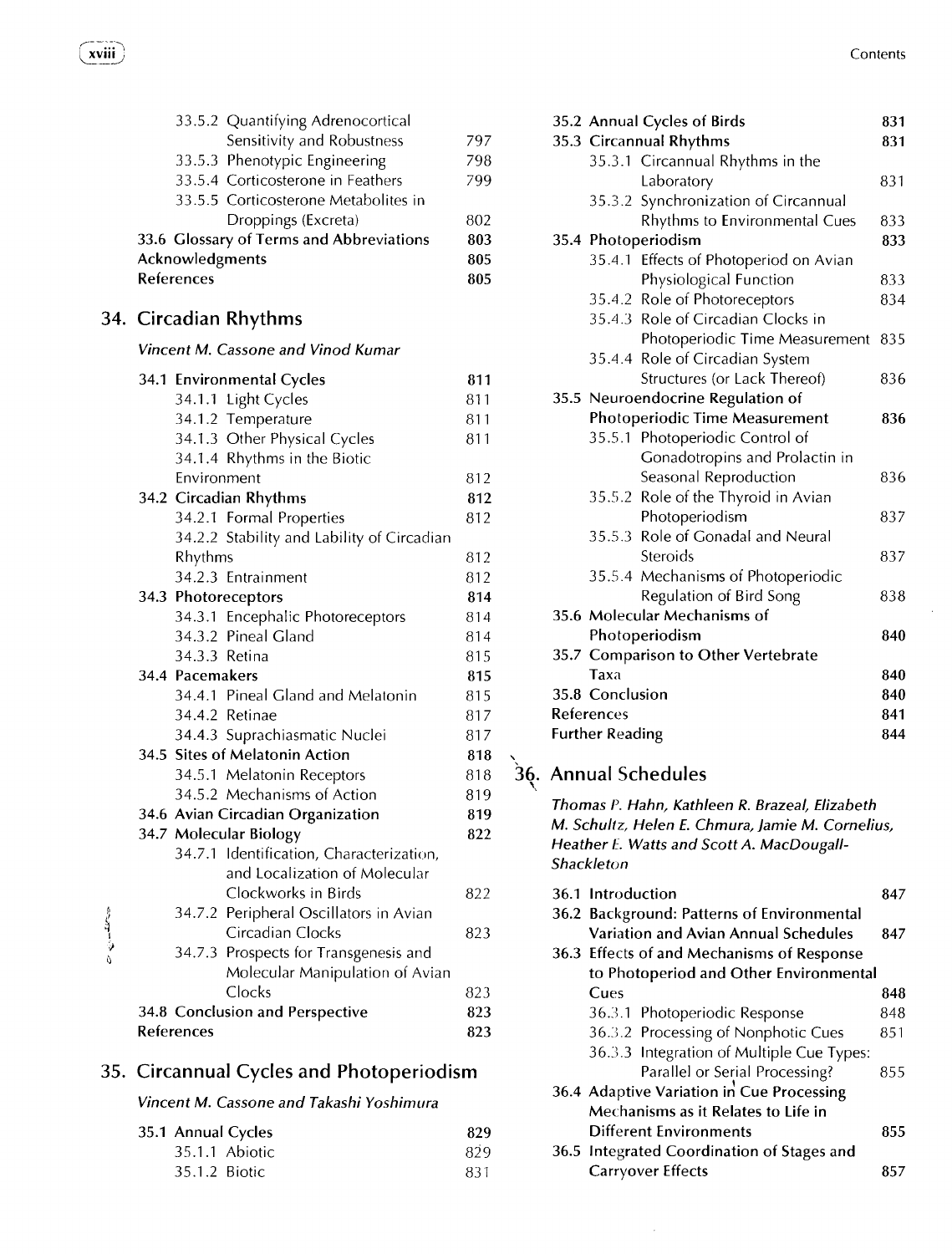33.5.2 Quantifying Adrenocortical Sensitivity and Robustness 797
33.5.3 Phenotypic Engineering 798
33.5.4 Corticosterone in Feathers 799
33.5.5 Corticosterone Metabolites in Droppings (Excreta) 802
**33.6 Glossary of Terms and Abbreviations 803**
**Acknowledgments 805**
**References 805**

## 34. Circadian Rhythms

*Vincent M. Cassone and Vinod Kumar*

**34.1 Environmental Cycles 811**
34.1.1 Light Cycles 811
34.1.2 Temperature 811
34.1.3 Other Physical Cycles 811
34.1.4 Rhythms in the Biotic Environment 812
**34.2 Circadian Rhythms 812**
34.2.1 Formal Properties 812
34.2.2 Stability and Lability of Circadian Rhythms 812
34.2.3 Entrainment 812
**34.3 Photoreceptors 814**
34.3.1 Encephalic Photoreceptors 814
34.3.2 Pineal Gland 814
34.3.3 Retina 815
**34.4 Pacemakers 815**
34.4.1 Pineal Gland and Melatonin 815
34.4.2 Retinae 817
34.4.3 Suprachiasmatic Nuclei 817
**34.5 Sites of Melatonin Action 818**
34.5.1 Melatonin Receptors 818
34.5.2 Mechanisms of Action 819
**34.6 Avian Circadian Organization 819**
**34.7 Molecular Biology 822**
34.7.1 Identification, Characterization, and Localization of Molecular Clockworks in Birds 822
34.7.2 Peripheral Oscillators in Avian Circadian Clocks 823
34.7.3 Prospects for Transgenesis and Molecular Manipulation of Avian Clocks 823
**34.8 Conclusion and Perspective 823**
**References 823**

## 35. Circannual Cycles and Photoperiodism

*Vincent M. Cassone and Takashi Yoshimura*

**35.1 Annual Cycles 829**
35.1.1 Abiotic 829
35.1.2 Biotic 831
**35.2 Annual Cycles of Birds 831**
**35.3 Circannual Rhythms 831**
35.3.1 Circannual Rhythms in the Laboratory 831
35.3.2 Synchronization of Circannual Rhythms to Environmental Cues 833
**35.4 Photoperiodism 833**
35.4.1 Effects of Photoperiod on Avian Physiological Function 833
35.4.2 Role of Photoreceptors 834
35.4.3 Role of Circadian Clocks in Photoperiodic Time Measurement 835
35.4.4 Role of Circadian System Structures (or Lack Thereof) 836
**35.5 Neuroendocrine Regulation of Photoperiodic Time Measurement 836**
35.5.1 Photoperiodic Control of Gonadotropins and Prolactin in Seasonal Reproduction 836
35.5.2 Role of the Thyroid in Avian Photoperiodism 837
35.5.3 Role of Gonadal and Neural Steroids 837
35.5.4 Mechanisms of Photoperiodic Regulation of Bird Song 838
**35.6 Molecular Mechanisms of Photoperiodism 840**
**35.7 Comparison to Other Vertebrate Taxa 840**
**35.8 Conclusion 840**
**References 841**
**Further Reading 844**

## 36. Annual Schedules

*Thomas P. Hahn, Kathleen R. Brazeal, Elizabeth M. Schultz, Helen E. Chmura, Jamie M. Cornelius, Heather E. Watts and Scott A. MacDougall-Shackleton*

**36.1 Introduction 847**
**36.2 Background: Patterns of Environmental Variation and Avian Annual Schedules 847**
**36.3 Effects of and Mechanisms of Response to Photoperiod and Other Environmental Cues 848**
36.3.1 Photoperiodic Response 848
36.3.2 Processing of Nonphotic Cues 851
36.3.3 Integration of Multiple Cue Types: Parallel or Serial Processing? 855
**36.4 Adaptive Variation in Cue Processing Mechanisms as it Relates to Life in Different Environments 855**
**36.5 Integrated Coordination of Stages and Carryover Effects 857**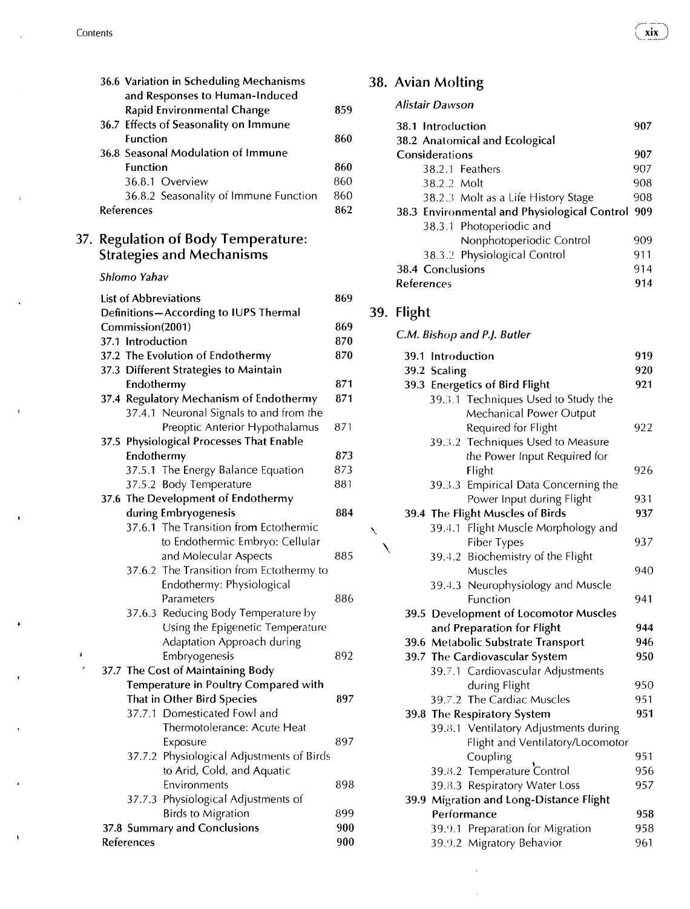| | |
|---|---|
| **36.6 Variation in Scheduling Mechanisms and Responses to Human-Induced Rapid Environmental Change** | **859** |
| **36.7 Effects of Seasonality on Immune Function** | **860** |
| **36.8 Seasonal Modulation of Immune Function** | **860** |
| 36.8.1 Overview | 860 |
| 36.8.2 Seasonality of Immune Function | 860 |
| **References** | **862** |

## 37. Regulation of Body Temperature: Strategies and Mechanisms

*Shlomo Yahav*

| | |
|---|---|
| **List of Abbreviations** | **869** |
| **Definitions—According to IUPS Thermal Commission(2001)** | **869** |
| **37.1 Introduction** | **870** |
| **37.2 The Evolution of Endothermy** | **870** |
| **37.3 Different Strategies to Maintain Endothermy** | **871** |
| **37.4 Regulatory Mechanism of Endothermy** | **871** |
| 37.4.1 Neuronal Signals to and from the Preoptic Anterior Hypothalamus | 871 |
| **37.5 Physiological Processes That Enable Endothermy** | **873** |
| 37.5.1 The Energy Balance Equation | 873 |
| 37.5.2 Body Temperature | 881 |
| **37.6 The Development of Endothermy during Embryogenesis** | **884** |
| 37.6.1 The Transition from Ectothermic to Endothermic Embryo: Cellular and Molecular Aspects | 885 |
| 37.6.2 The Transition from Ectothermy to Endothermy: Physiological Parameters | 886 |
| 37.6.3 Reducing Body Temperature by Using the Epigenetic Temperature Adaptation Approach during Embryogenesis | 892 |
| **37.7 The Cost of Maintaining Body Temperature in Poultry Compared with That in Other Bird Species** | **897** |
| 37.7.1 Domesticated Fowl and Thermotolerance: Acute Heat Exposure | 897 |
| 37.7.2 Physiological Adjustments of Birds to Arid, Cold, and Aquatic Environments | 898 |
| 37.7.3 Physiological Adjustments of Birds to Migration | 899 |
| **37.8 Summary and Conclusions** | **900** |
| **References** | **900** |

## 38. Avian Molting

*Alistair Dawson*

| | |
|---|---|
| **38.1 Introduction** | **907** |
| **38.2 Anatomical and Ecological Considerations** | **907** |
| 38.2.1 Feathers | 907 |
| 38.2.2 Molt | 908 |
| 38.2.3 Molt as a Life History Stage | 908 |
| **38.3 Environmental and Physiological Control** | **909** |
| 38.3.1 Photoperiodic and Nonphotoperiodic Control | 909 |
| 38.3.2 Physiological Control | 911 |
| **38.4 Conclusions** | **914** |
| **References** | **914** |

## 39. Flight

*C.M. Bishop and P.J. Butler*

| | |
|---|---|
| **39.1 Introduction** | **919** |
| **39.2 Scaling** | **920** |
| **39.3 Energetics of Bird Flight** | **921** |
| 39.3.1 Techniques Used to Study the Mechanical Power Output Required for Flight | 922 |
| 39.3.2 Techniques Used to Measure the Power Input Required for Flight | 926 |
| 39.3.3 Empirical Data Concerning the Power Input during Flight | 931 |
| **39.4 The Flight Muscles of Birds** | **937** |
| 39.4.1 Flight Muscle Morphology and Fiber Types | 937 |
| 39.4.2 Biochemistry of the Flight Muscles | 940 |
| 39.4.3 Neurophysiology and Muscle Function | 941 |
| **39.5 Development of Locomotor Muscles and Preparation for Flight** | **944** |
| **39.6 Metabolic Substrate Transport** | **946** |
| **39.7 The Cardiovascular System** | **950** |
| 39.7.1 Cardiovascular Adjustments during Flight | 950 |
| 39.7.2 The Cardiac Muscles | 951 |
| **39.8 The Respiratory System** | **951** |
| 39.8.1 Ventilatory Adjustments during Flight and Ventilatory/Locomotor Coupling | 951 |
| 39.8.2 Temperature Control | 956 |
| 39.8.3 Respiratory Water Loss | 957 |
| **39.9 Migration and Long-Distance Flight Performance** | **958** |
| 39.9.1 Preparation for Migration | 958 |
| 39.9.2 Migratory Behavior | 961 |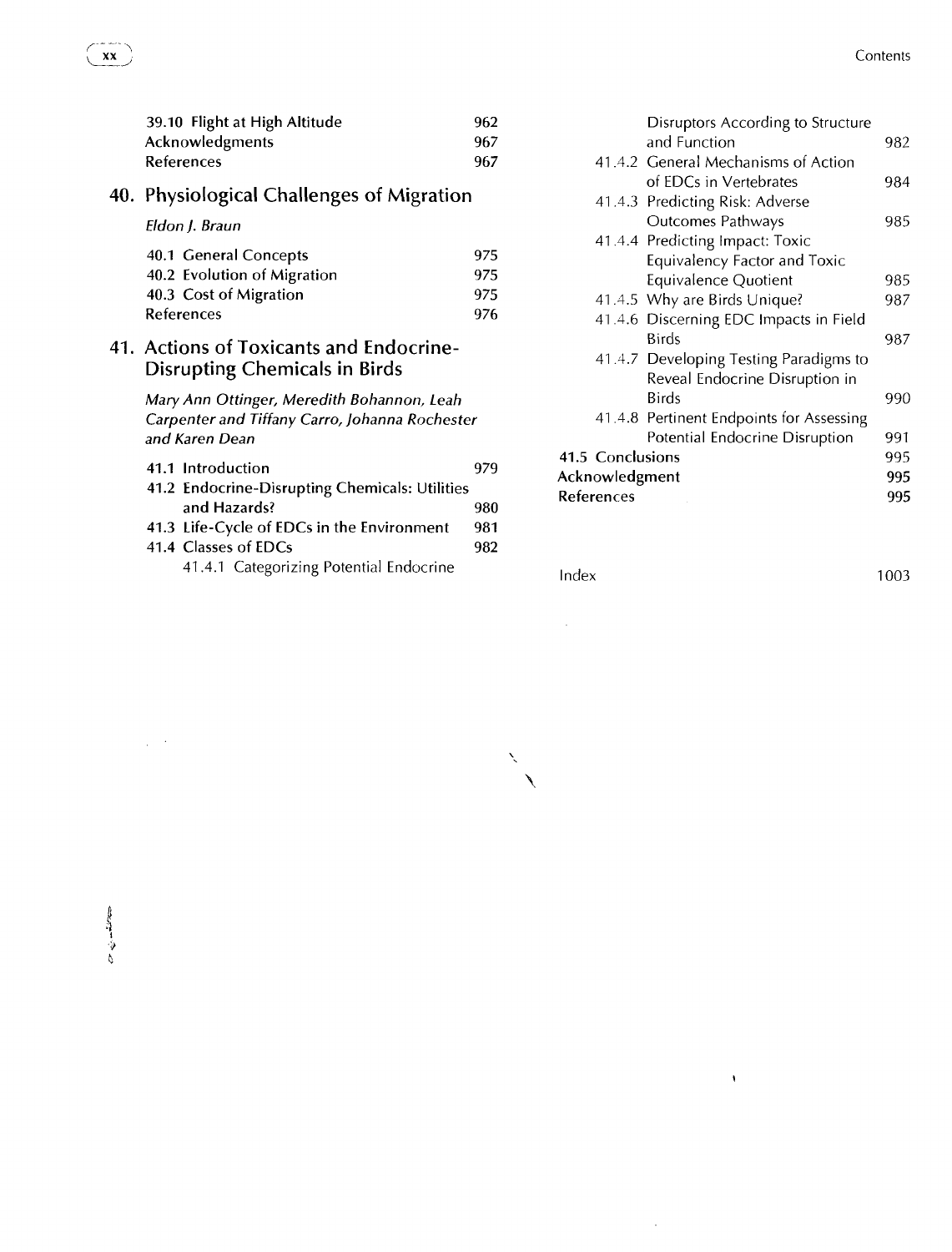39.10 Flight at High Altitude 962
Acknowledgments 967
References 967

## 40. Physiological Challenges of Migration

*Eldon J. Braun*

40.1 General Concepts 975
40.2 Evolution of Migration 975
40.3 Cost of Migration 975
References 976

## 41. Actions of Toxicants and Endocrine-Disrupting Chemicals in Birds

*Mary Ann Ottinger, Meredith Bohannon, Leah Carpenter and Tiffany Carro, Johanna Rochester and Karen Dean*

41.1 Introduction 979
41.2 Endocrine-Disrupting Chemicals: Utilities and Hazards? 980
41.3 Life-Cycle of EDCs in the Environment 981
41.4 Classes of EDCs 982
41.4.1 Categorizing Potential Endocrine Disruptors According to Structure and Function 982
41.4.2 General Mechanisms of Action of EDCs in Vertebrates 984
41.4.3 Predicting Risk: Adverse Outcomes Pathways 985
41.4.4 Predicting Impact: Toxic Equivalency Factor and Toxic Equivalence Quotient 985
41.4.5 Why are Birds Unique? 987
41.4.6 Discerning EDC Impacts in Field Birds 987
41.4.7 Developing Testing Paradigms to Reveal Endocrine Disruption in Birds 990
41.4.8 Pertinent Endpoints for Assessing Potential Endocrine Disruption 991
41.5 Conclusions 995
Acknowledgment 995
References 995

Index 1003